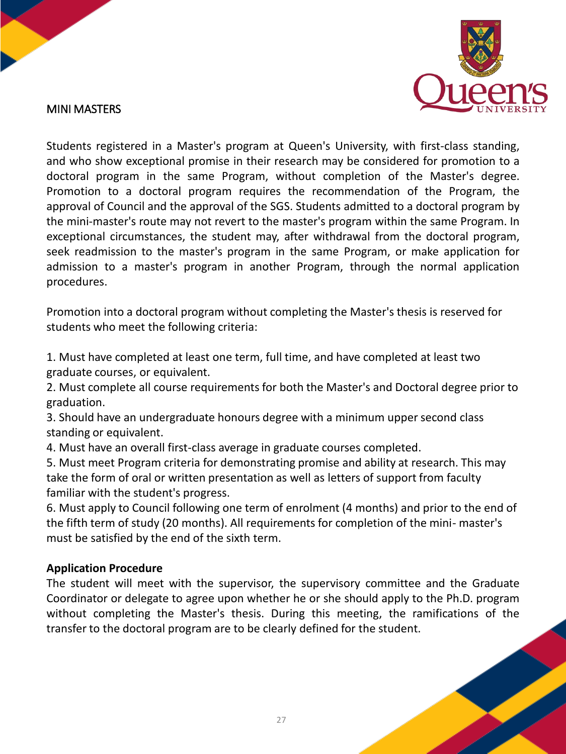# MINI MASTERS

Students registered in a Master's program at Queen's University, with first-class standing, and who show exceptional promise in their research may be considered for promotion to a doctoral program in the same Program, without completion of the Master's degree. Promotion to a doctoral program requires the recommendation of the Program, the approval of Council and the approval of the SGS. Students admitted to a doctoral program by the mini-master's route may not revert to the master's program within the same Program. In exceptional circumstances, the student may, after withdrawal from the doctoral program, seek readmission to the master's program in the same Program, or make application for admission to a master's program in another Program, through the normal application procedures.

Promotion into a doctoral program without completing the Master's thesis is reserved for students who meet the following criteria:

1. Must have completed at least one term, full time, and have completed at least two graduate courses, or equivalent.
2. Must complete all course requirements for both the Master's and Doctoral degree prior to graduation.
3. Should have an undergraduate honours degree with a minimum upper second class standing or equivalent.
4. Must have an overall first-class average in graduate courses completed.
5. Must meet Program criteria for demonstrating promise and ability at research. This may take the form of oral or written presentation as well as letters of support from faculty familiar with the student's progress.
6. Must apply to Council following one term of enrolment (4 months) and prior to the end of the fifth term of study (20 months). All requirements for completion of the mini- master's must be satisfied by the end of the sixth term.

**Application Procedure**

The student will meet with the supervisor, the supervisory committee and the Graduate Coordinator or delegate to agree upon whether he or she should apply to the Ph.D. program without completing the Master's thesis. During this meeting, the ramifications of the transfer to the doctoral program are to be clearly defined for the student.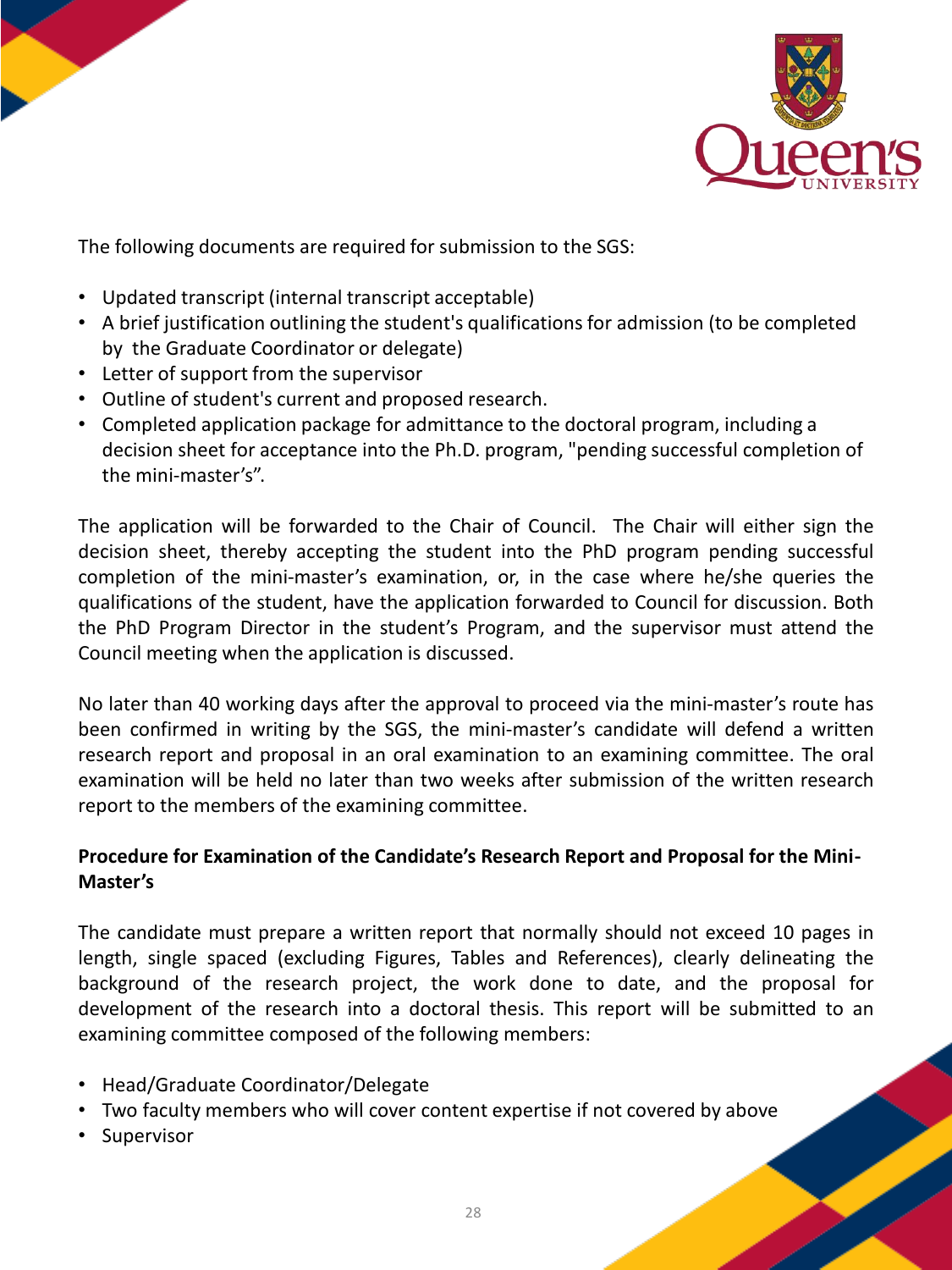The following documents are required for submission to the SGS:

- Updated transcript (internal transcript acceptable)
- A brief justification outlining the student's qualifications for admission (to be completed by the Graduate Coordinator or delegate)
- Letter of support from the supervisor
- Outline of student's current and proposed research.
- Completed application package for admittance to the doctoral program, including a decision sheet for acceptance into the Ph.D. program, "pending successful completion of the mini-master's".

The application will be forwarded to the Chair of Council. The Chair will either sign the decision sheet, thereby accepting the student into the PhD program pending successful completion of the mini-master's examination, or, in the case where he/she queries the qualifications of the student, have the application forwarded to Council for discussion. Both the PhD Program Director in the student's Program, and the supervisor must attend the Council meeting when the application is discussed.

No later than 40 working days after the approval to proceed via the mini-master's route has been confirmed in writing by the SGS, the mini-master's candidate will defend a written research report and proposal in an oral examination to an examining committee. The oral examination will be held no later than two weeks after submission of the written research report to the members of the examining committee.

**Procedure for Examination of the Candidate's Research Report and Proposal for the Mini-Master's**

The candidate must prepare a written report that normally should not exceed 10 pages in length, single spaced (excluding Figures, Tables and References), clearly delineating the background of the research project, the work done to date, and the proposal for development of the research into a doctoral thesis. This report will be submitted to an examining committee composed of the following members:

- Head/Graduate Coordinator/Delegate
- Two faculty members who will cover content expertise if not covered by above
- Supervisor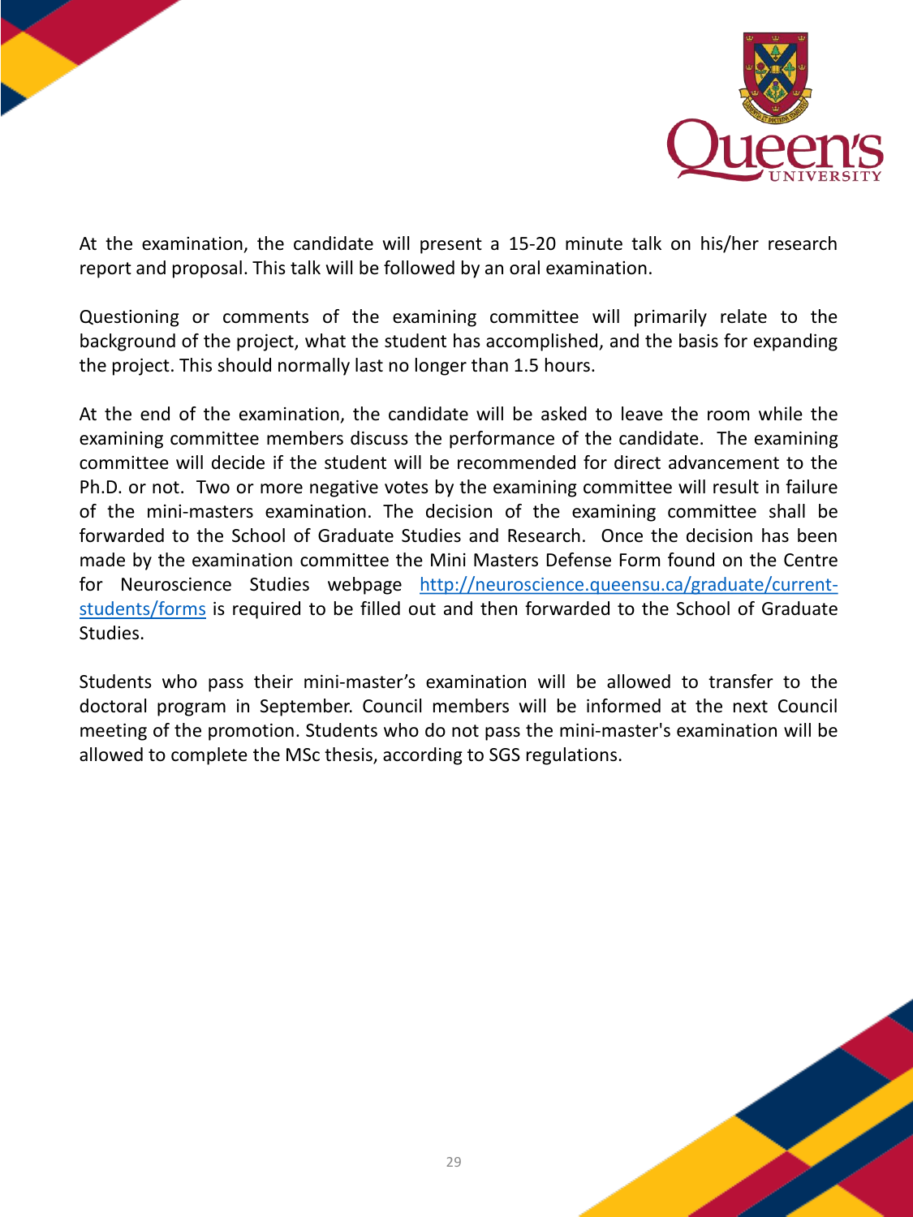At the examination, the candidate will present a 15-20 minute talk on his/her research report and proposal. This talk will be followed by an oral examination.

Questioning or comments of the examining committee will primarily relate to the background of the project, what the student has accomplished, and the basis for expanding the project. This should normally last no longer than 1.5 hours.

At the end of the examination, the candidate will be asked to leave the room while the examining committee members discuss the performance of the candidate. The examining committee will decide if the student will be recommended for direct advancement to the Ph.D. or not. Two or more negative votes by the examining committee will result in failure of the mini-masters examination. The decision of the examining committee shall be forwarded to the School of Graduate Studies and Research. Once the decision has been made by the examination committee the Mini Masters Defense Form found on the Centre for Neuroscience Studies webpage [http://neuroscience.queensu.ca/graduate/current-students/forms](http://neuroscience.queensu.ca/graduate/current-students/forms) is required to be filled out and then forwarded to the School of Graduate Studies.

Students who pass their mini-master's examination will be allowed to transfer to the doctoral program in September. Council members will be informed at the next Council meeting of the promotion. Students who do not pass the mini-master's examination will be allowed to complete the MSc thesis, according to SGS regulations.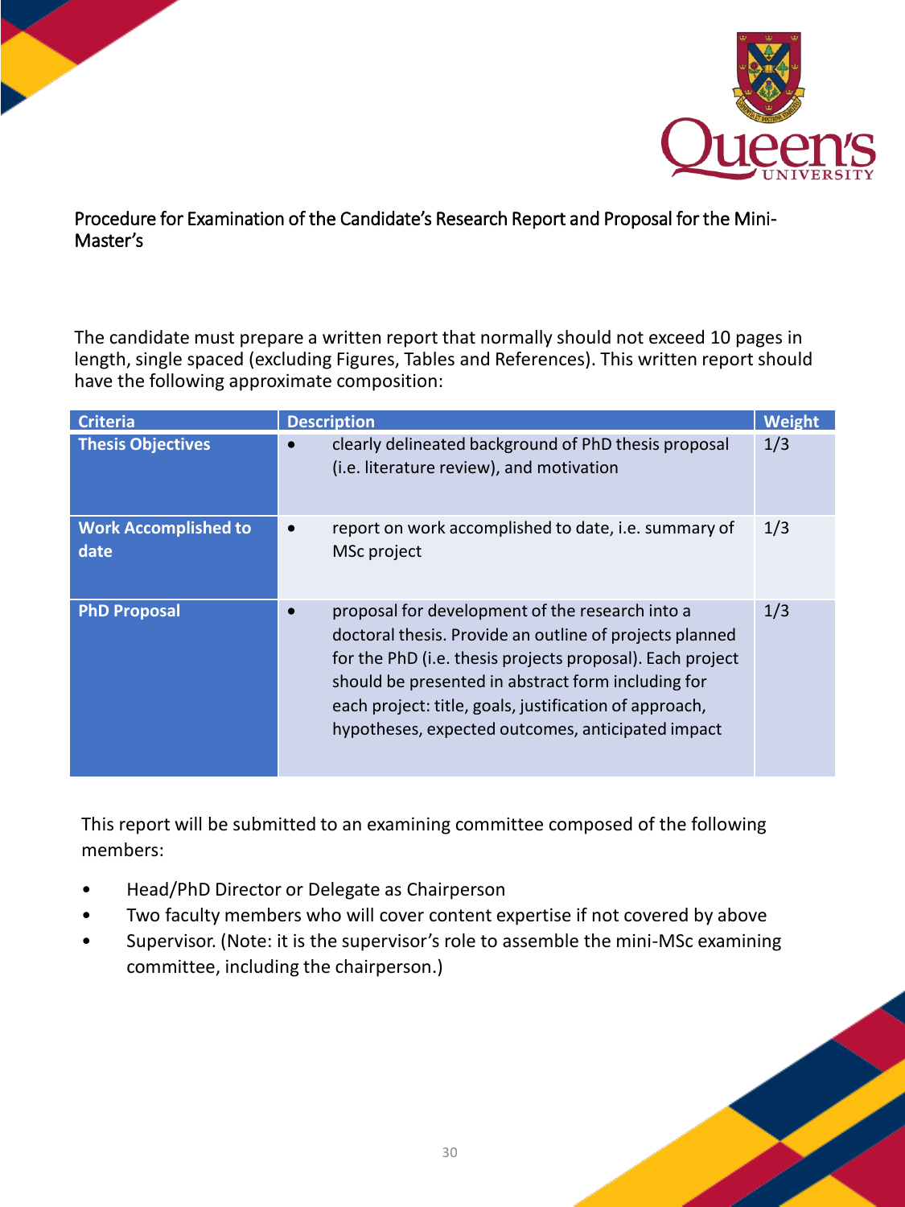## Procedure for Examination of the Candidate's Research Report and Proposal for the Mini-Master's

The candidate must prepare a written report that normally should not exceed 10 pages in length, single spaced (excluding Figures, Tables and References). This written report should have the following approximate composition:

| Criteria | Description | Weight |
|---|---|---|
| **Thesis Objectives** | • clearly delineated background of PhD thesis proposal (i.e. literature review), and motivation | 1/3 |
| **Work Accomplished to date** | • report on work accomplished to date, i.e. summary of MSc project | 1/3 |
| **PhD Proposal** | • proposal for development of the research into a doctoral thesis. Provide an outline of projects planned for the PhD (i.e. thesis projects proposal). Each project should be presented in abstract form including for each project: title, goals, justification of approach, hypotheses, expected outcomes, anticipated impact | 1/3 |

This report will be submitted to an examining committee composed of the following members:

- Head/PhD Director or Delegate as Chairperson
- Two faculty members who will cover content expertise if not covered by above
- Supervisor. (Note: it is the supervisor's role to assemble the mini-MSc examining committee, including the chairperson.)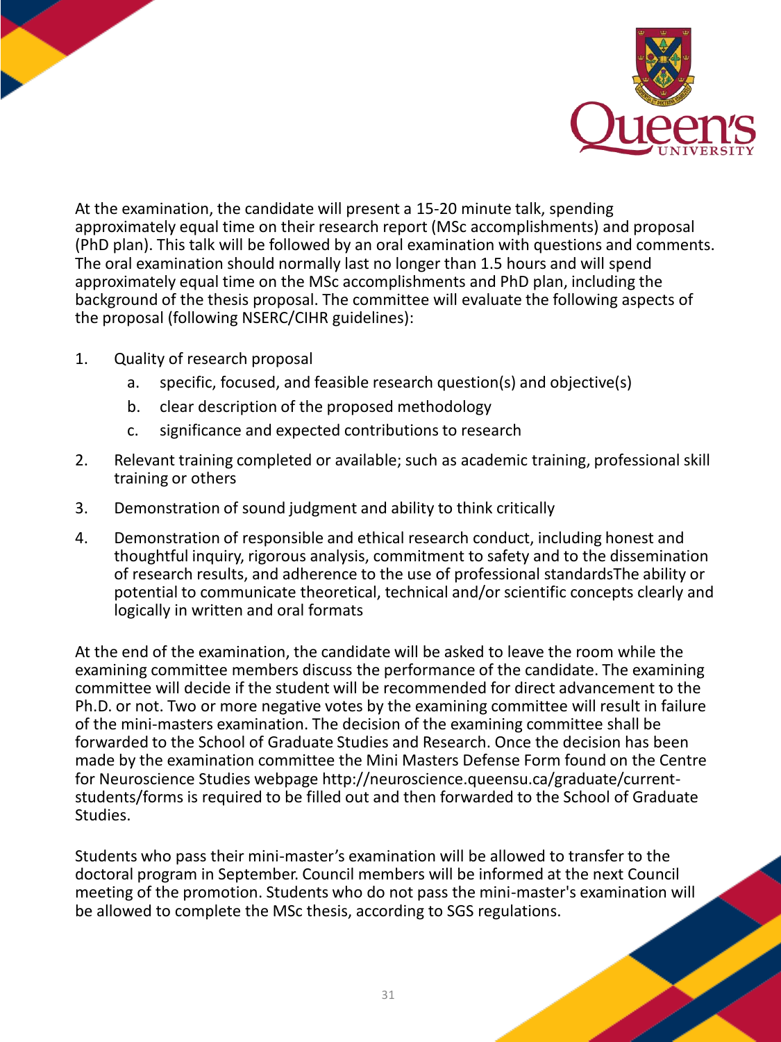At the examination, the candidate will present a 15-20 minute talk, spending approximately equal time on their research report (MSc accomplishments) and proposal (PhD plan). This talk will be followed by an oral examination with questions and comments. The oral examination should normally last no longer than 1.5 hours and will spend approximately equal time on the MSc accomplishments and PhD plan, including the background of the thesis proposal. The committee will evaluate the following aspects of the proposal (following NSERC/CIHR guidelines):

1. Quality of research proposal
   a. specific, focused, and feasible research question(s) and objective(s)
   b. clear description of the proposed methodology
   c. significance and expected contributions to research
2. Relevant training completed or available; such as academic training, professional skill training or others
3. Demonstration of sound judgment and ability to think critically
4. Demonstration of responsible and ethical research conduct, including honest and thoughtful inquiry, rigorous analysis, commitment to safety and to the dissemination of research results, and adherence to the use of professional standardsThe ability or potential to communicate theoretical, technical and/or scientific concepts clearly and logically in written and oral formats

At the end of the examination, the candidate will be asked to leave the room while the examining committee members discuss the performance of the candidate. The examining committee will decide if the student will be recommended for direct advancement to the Ph.D. or not. Two or more negative votes by the examining committee will result in failure of the mini-masters examination. The decision of the examining committee shall be forwarded to the School of Graduate Studies and Research. Once the decision has been made by the examination committee the Mini Masters Defense Form found on the Centre for Neuroscience Studies webpage http://neuroscience.queensu.ca/graduate/current-students/forms is required to be filled out and then forwarded to the School of Graduate Studies.

Students who pass their mini-master's examination will be allowed to transfer to the doctoral program in September. Council members will be informed at the next Council meeting of the promotion. Students who do not pass the mini-master's examination will be allowed to complete the MSc thesis, according to SGS regulations.